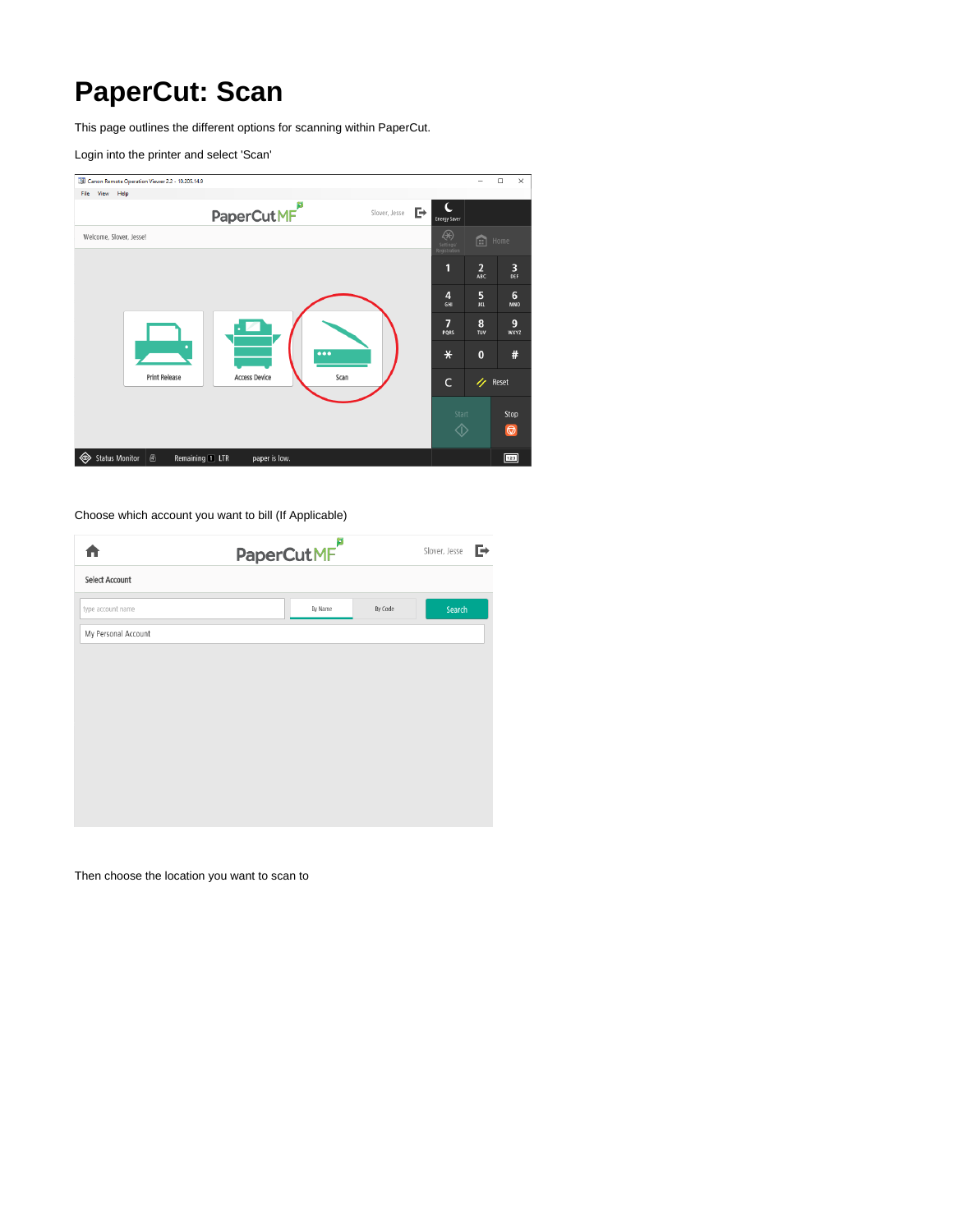# PaperCut: Scan

This page outlines the different options for scanning within PaperCut.

Login into the printer and select 'Scan'

Choose which account you want to bill (If Applicable)

Then choose the location you want to scan to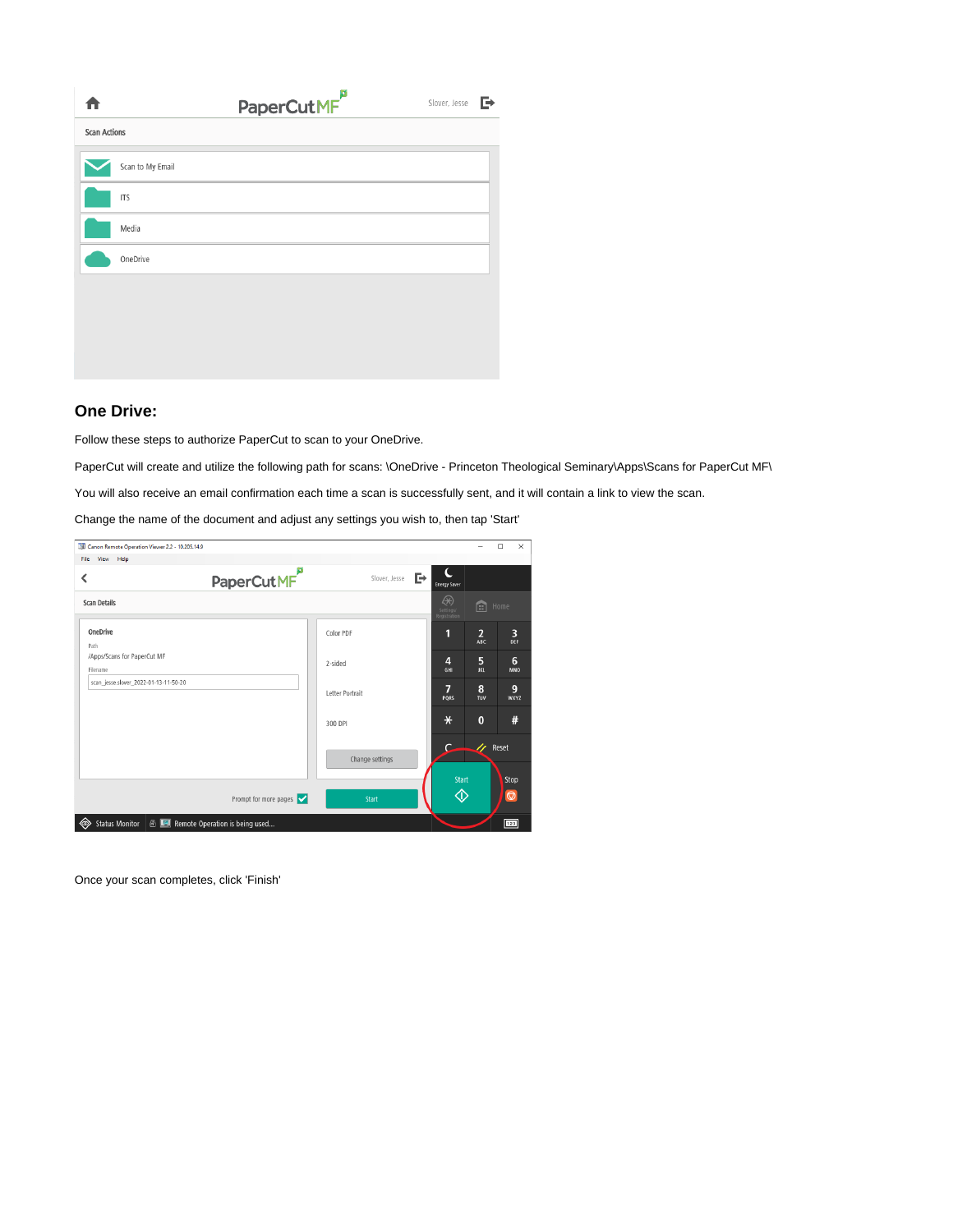## One Drive:

Follow these steps to authorize PaperCut to scan to your OneDrive.

PaperCut will create and utilize the following path for scans: \OneDrive - Princeton Theological Seminary\Apps\Scans for PaperCut MF\

You will also receive an email confirmation each time a scan is successfully sent, and it will contain a link to view the scan.

Change the name of the document and adjust any settings you wish to, then tap 'Start'

Once your scan completes, click 'Finish'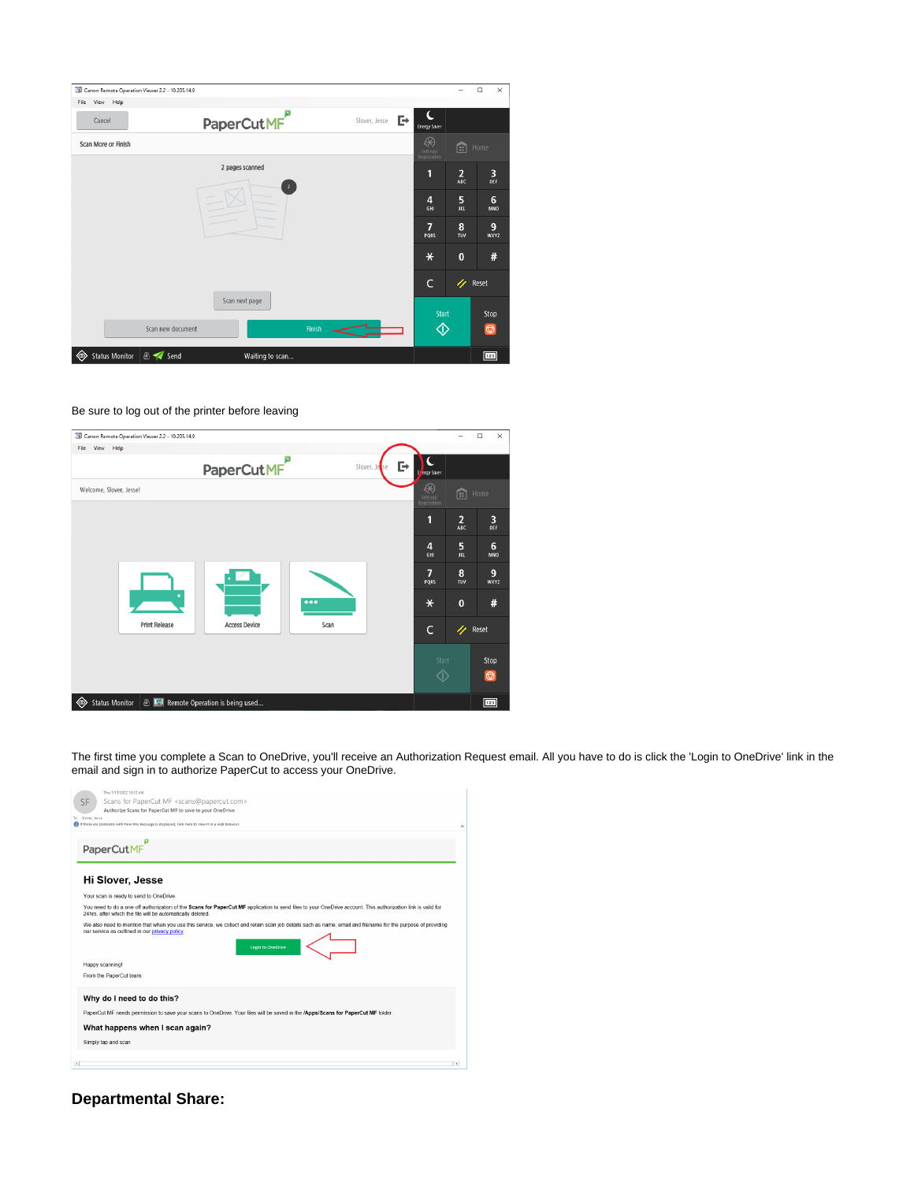Be sure to log out of the printer before leaving

The first time you complete a Scan to OneDrive, you'll receive an Authorization Request email. All you have to do is click the 'Login to OneDrive' link in the email and sign in to authorize PaperCut to access your OneDrive.

## Departmental Share: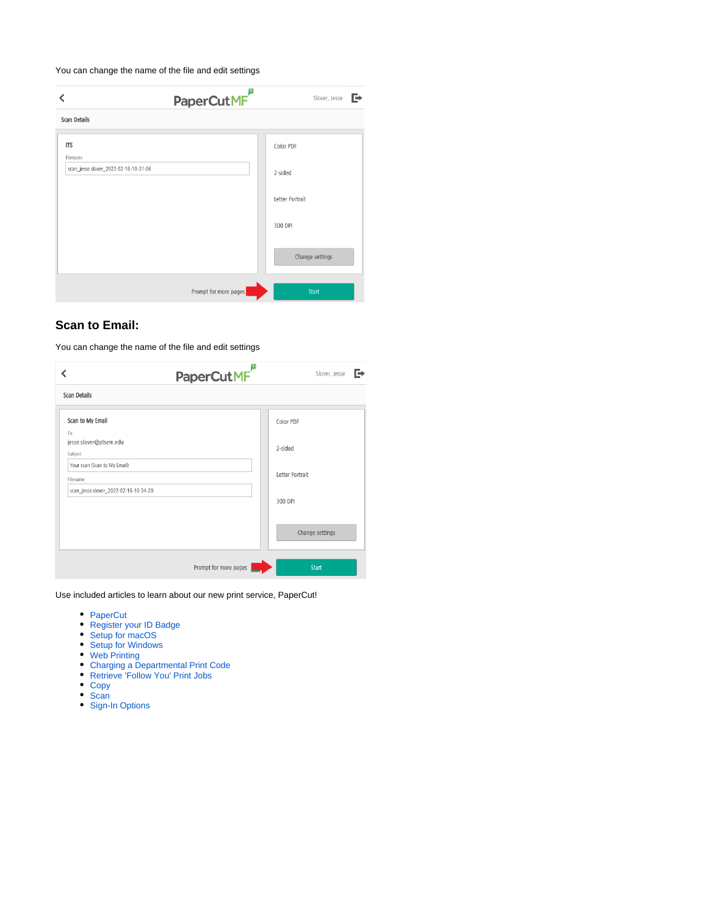You can change the name of the file and edit settings

## Scan to Email:

You can change the name of the file and edit settings

Use included articles to learn about our new print service, PaperCut!

- PaperCut
- Register your ID Badge
- Setup for macOS
- Setup for Windows
- Web Printing
- Charging a Departmental Print Code
- Retrieve 'Follow You' Print Jobs
- Copy
- Scan
- Sign-In Options